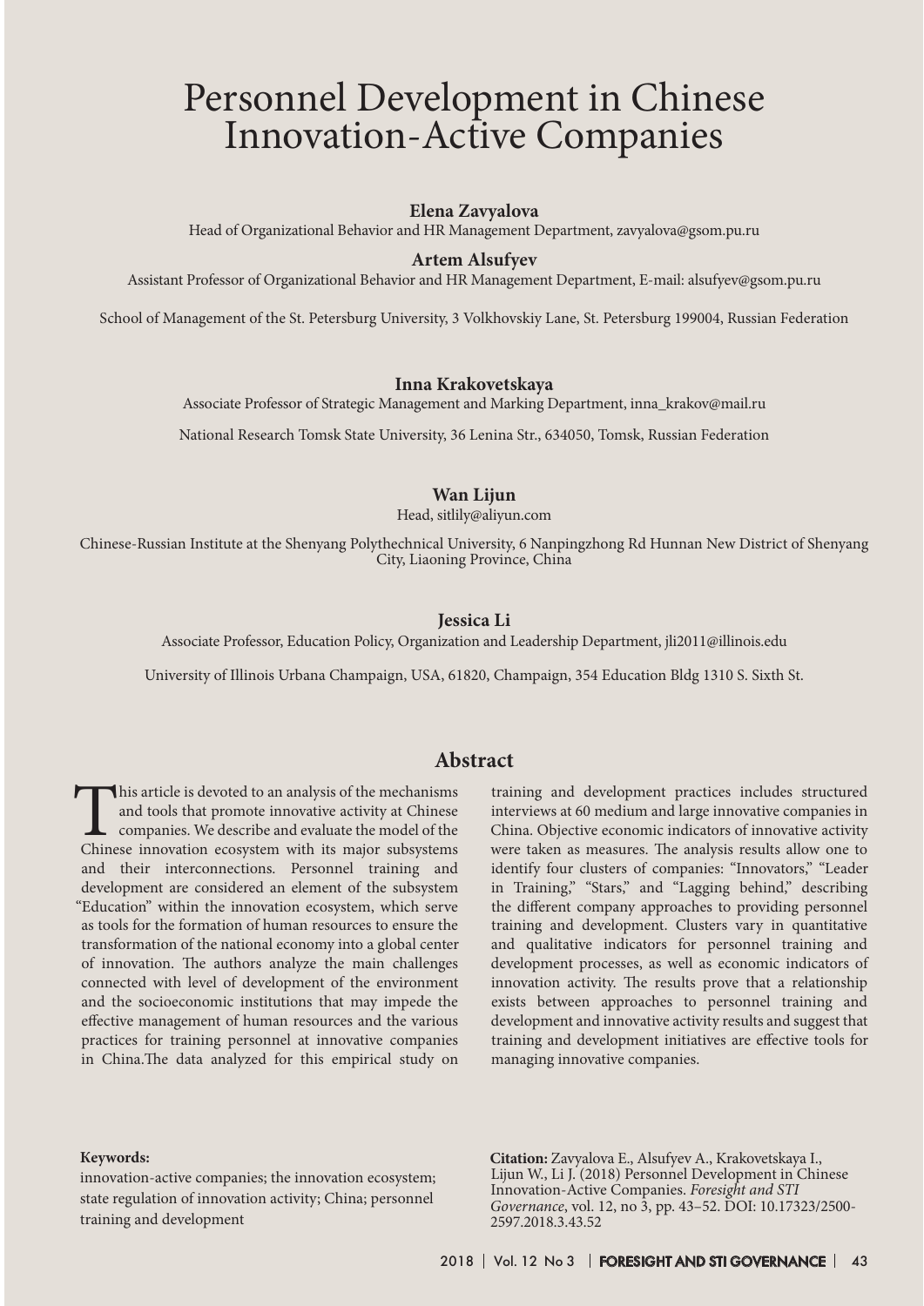# Personnel Development in Chinese Innovation-Active Companies

**Elena Zavyalova**

Head of Organizational Behavior and HR Management Department, zavyalova@gsom.pu.ru

**Artem Alsufyev**

Assistant Professor of Organizational Behavior and HR Management Department, E-mail: alsufyev@gsom.pu.ru

School of Management of the St. Petersburg University, 3 Volkhovskiy Lane, St. Petersburg 199004, Russian Federation

**Inna Krakovetskaya**

Associate Professor of Strategic Management and Marking Department, inna_krakov@mail.ru

National Research Tomsk State University, 36 Lenina Str., 634050, Tomsk, Russian Federation

**Wan Lijun**

Head, sitlily@aliyun.com

Chinese-Russian Institute at the Shenyang Polythechnical University, 6 Nanpingzhong Rd Hunnan New District of Shenyang City, Liaoning Province, China

**Jessica Li**

Associate Professor, Education Policy, Organization and Leadership Department, jli2011@illinois.edu

University of Illinois Urbana Champaign, USA, 61820, Champaign, 354 Education Bldg 1310 S. Sixth St.

## Abstract

This article is devoted to an analysis of the mechanisms and tools that promote innovative activity at Chinese companies. We describe and evaluate the model of the Chinese innovation ecosystem with its major subsystems and their interconnections. Personnel training and development are considered an element of the subsystem "Education" within the innovation ecosystem, which serve as tools for the formation of human resources to ensure the transformation of the national economy into a global center of innovation. The authors analyze the main challenges connected with level of development of the environment and the socioeconomic institutions that may impede the effective management of human resources and the various practices for training personnel at innovative companies in China.The data analyzed for this empirical study on training and development practices includes structured interviews at 60 medium and large innovative companies in China. Objective economic indicators of innovative activity were taken as measures. The analysis results allow one to identify four clusters of companies: "Innovators," "Leader in Training," "Stars," and "Lagging behind," describing the different company approaches to providing personnel training and development. Clusters vary in quantitative and qualitative indicators for personnel training and development processes, as well as economic indicators of innovation activity. The results prove that a relationship exists between approaches to personnel training and development and innovative activity results and suggest that training and development initiatives are effective tools for managing innovative companies.

**Keywords:**

innovation-active companies; the innovation ecosystem; state regulation of innovation activity; China; personnel training and development

**Citation:** Zavyalova E., Alsufyev A., Krakovetskaya I., Lijun W., Li J. (2018) Personnel Development in Chinese Innovation-Active Companies. *Foresight and STI Governance*, vol. 12, no 3, pp. 43–52. DOI: 10.17323/2500-2597.2018.3.43.52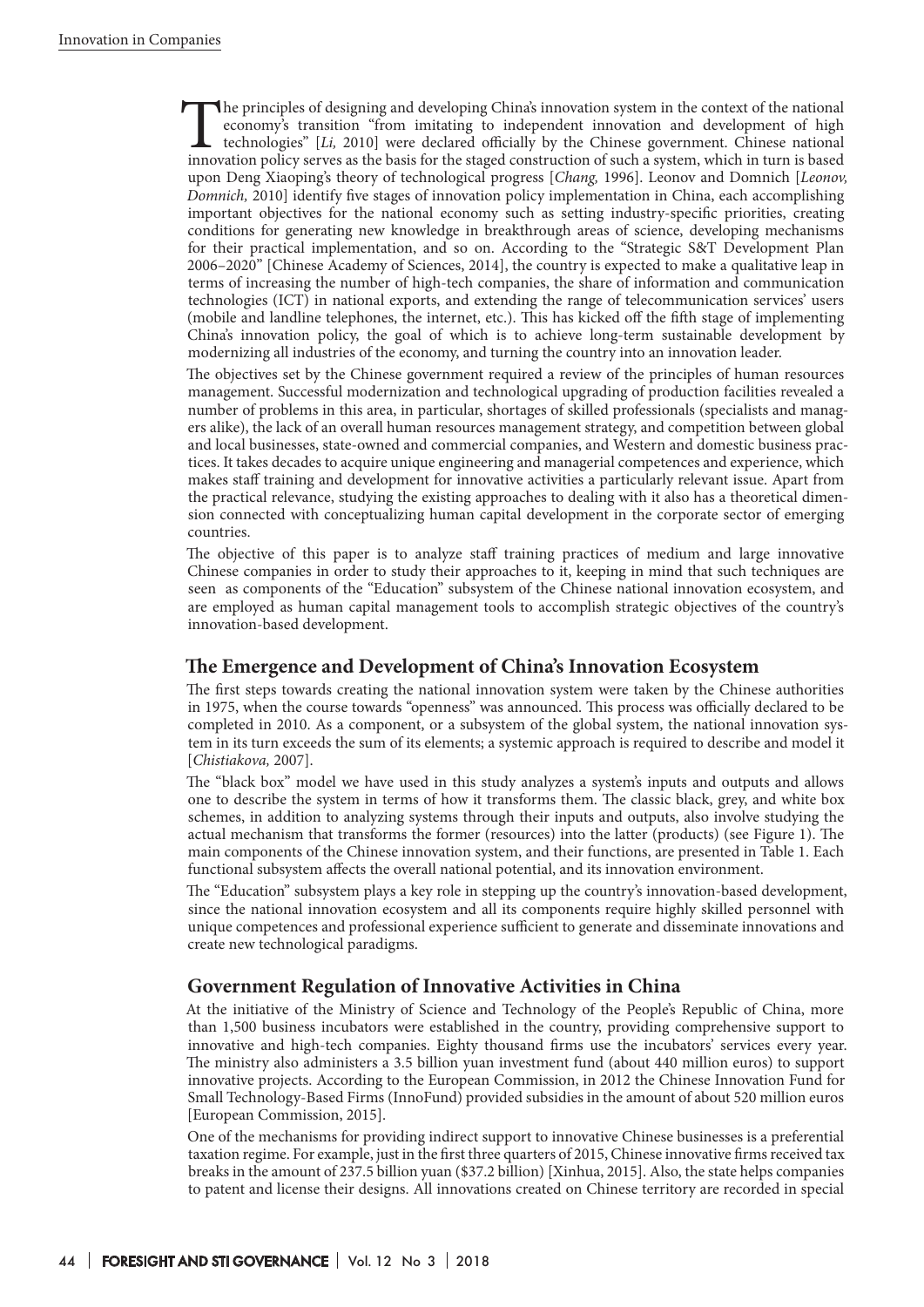The principles of designing and developing China's innovation system in the context of the national economy's transition "from imitating to independent innovation and development of high technologies" [*Li,* 2010] were declared officially by the Chinese government. Chinese national innovation policy serves as the basis for the staged construction of such a system, which in turn is based upon Deng Xiaoping's theory of technological progress [*Chang,* 1996]. Leonov and Domnich [*Leonov, Domnich,* 2010] identify five stages of innovation policy implementation in China, each accomplishing important objectives for the national economy such as setting industry-specific priorities, creating conditions for generating new knowledge in breakthrough areas of science, developing mechanisms for their practical implementation, and so on. According to the "Strategic S&T Development Plan 2006–2020" [Chinese Academy of Sciences, 2014], the country is expected to make a qualitative leap in terms of increasing the number of high-tech companies, the share of information and communication technologies (ICT) in national exports, and extending the range of telecommunication services' users (mobile and landline telephones, the internet, etc.). This has kicked off the fifth stage of implementing China's innovation policy, the goal of which is to achieve long-term sustainable development by modernizing all industries of the economy, and turning the country into an innovation leader.

The objectives set by the Chinese government required a review of the principles of human resources management. Successful modernization and technological upgrading of production facilities revealed a number of problems in this area, in particular, shortages of skilled professionals (specialists and managers alike), the lack of an overall human resources management strategy, and competition between global and local businesses, state-owned and commercial companies, and Western and domestic business practices. It takes decades to acquire unique engineering and managerial competences and experience, which makes staff training and development for innovative activities a particularly relevant issue. Apart from the practical relevance, studying the existing approaches to dealing with it also has a theoretical dimension connected with conceptualizing human capital development in the corporate sector of emerging countries.

The objective of this paper is to analyze staff training practices of medium and large innovative Chinese companies in order to study their approaches to it, keeping in mind that such techniques are seen as components of the "Education" subsystem of the Chinese national innovation ecosystem, and are employed as human capital management tools to accomplish strategic objectives of the country's innovation-based development.

## The Emergence and Development of China's Innovation Ecosystem

The first steps towards creating the national innovation system were taken by the Chinese authorities in 1975, when the course towards "openness" was announced. This process was officially declared to be completed in 2010. As a component, or a subsystem of the global system, the national innovation system in its turn exceeds the sum of its elements; a systemic approach is required to describe and model it [*Chistiakova,* 2007].

The "black box" model we have used in this study analyzes a system's inputs and outputs and allows one to describe the system in terms of how it transforms them. The classic black, grey, and white box schemes, in addition to analyzing systems through their inputs and outputs, also involve studying the actual mechanism that transforms the former (resources) into the latter (products) (see Figure 1). The main components of the Chinese innovation system, and their functions, are presented in Table 1. Each functional subsystem affects the overall national potential, and its innovation environment.

The "Education" subsystem plays a key role in stepping up the country's innovation-based development, since the national innovation ecosystem and all its components require highly skilled personnel with unique competences and professional experience sufficient to generate and disseminate innovations and create new technological paradigms.

## Government Regulation of Innovative Activities in China

At the initiative of the Ministry of Science and Technology of the People's Republic of China, more than 1,500 business incubators were established in the country, providing comprehensive support to innovative and high-tech companies. Eighty thousand firms use the incubators' services every year. The ministry also administers a 3.5 billion yuan investment fund (about 440 million euros) to support innovative projects. According to the European Commission, in 2012 the Chinese Innovation Fund for Small Technology-Based Firms (InnoFund) provided subsidies in the amount of about 520 million euros [European Commission, 2015].

One of the mechanisms for providing indirect support to innovative Chinese businesses is a preferential taxation regime. For example, just in the first three quarters of 2015, Chinese innovative firms received tax breaks in the amount of 237.5 billion yuan ($37.2 billion) [Xinhua, 2015]. Also, the state helps companies to patent and license their designs. All innovations created on Chinese territory are recorded in special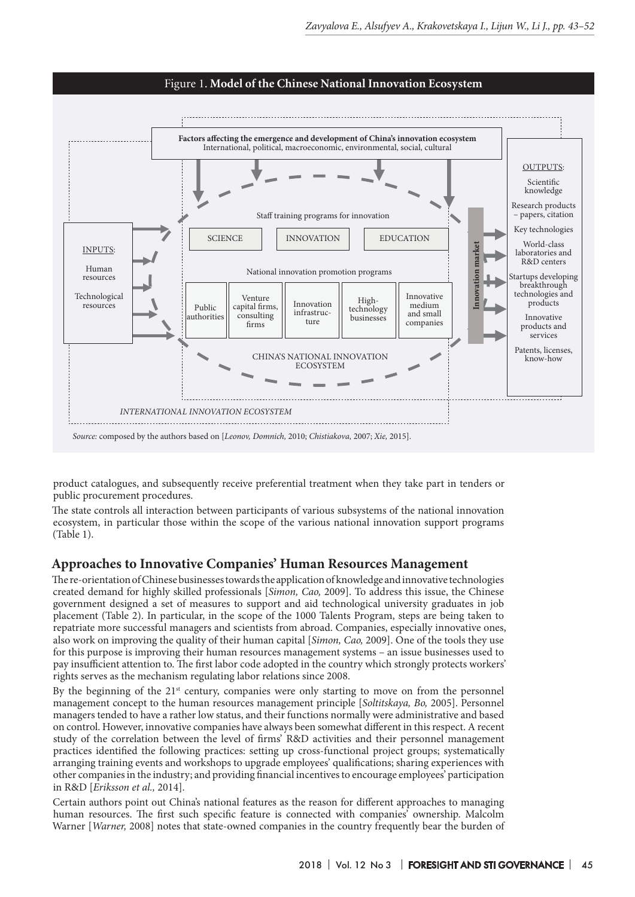Figure 1. **Model of the Chinese National Innovation Ecosystem**

**Factors affecting the emergence and development of China's innovation ecosystem**
International, political, macroeconomic, environmental, social, cultural

INPUTS:

Human resources

Technological resources

Staff training programs for innovation

SCIENCE | INNOVATION | EDUCATION

National innovation promotion programs

Public authorities | Venture capital firms, consulting firms | Innovation infrastructure | High-technology businesses | Innovative medium and small companies

CHINA'S NATIONAL INNOVATION ECOSYSTEM

**Innovation market**

OUTPUTS:

Scientific knowledge

Research products – papers, citation

Key technologies

World-class laboratories and R&D centers

Startups developing breakthrough technologies and products

Innovative products and services

Patents, licenses, know-how

*INTERNATIONAL INNOVATION ECOSYSTEM*

*Source:* composed by the authors based on [*Leonov, Domnich,* 2010; *Chistiakova,* 2007; *Xie,* 2015].

product catalogues, and subsequently receive preferential treatment when they take part in tenders or public procurement procedures.

The state controls all interaction between participants of various subsystems of the national innovation ecosystem, in particular those within the scope of the various national innovation support programs (Table 1).

## Approaches to Innovative Companies' Human Resources Management

The re-orientation of Chinese businesses towards the application of knowledge and innovative technologies created demand for highly skilled professionals [*Simon, Cao,* 2009]. To address this issue, the Chinese government designed a set of measures to support and aid technological university graduates in job placement (Table 2). In particular, in the scope of the 1000 Talents Program, steps are being taken to repatriate more successful managers and scientists from abroad. Companies, especially innovative ones, also work on improving the quality of their human capital [*Simon, Cao,* 2009]. One of the tools they use for this purpose is improving their human resources management systems – an issue businesses used to pay insufficient attention to. The first labor code adopted in the country which strongly protects workers' rights serves as the mechanism regulating labor relations since 2008.

By the beginning of the 21st century, companies were only starting to move on from the personnel management concept to the human resources management principle [*Soltitskaya, Bo,* 2005]. Personnel managers tended to have a rather low status, and their functions normally were administrative and based on control. However, innovative companies have always been somewhat different in this respect. A recent study of the correlation between the level of firms' R&D activities and their personnel management practices identified the following practices: setting up cross-functional project groups; systematically arranging training events and workshops to upgrade employees' qualifications; sharing experiences with other companies in the industry; and providing financial incentives to encourage employees' participation in R&D [*Eriksson et al.,* 2014].

Certain authors point out China's national features as the reason for different approaches to managing human resources. The first such specific feature is connected with companies' ownership. Malcolm Warner [*Warner,* 2008] notes that state-owned companies in the country frequently bear the burden of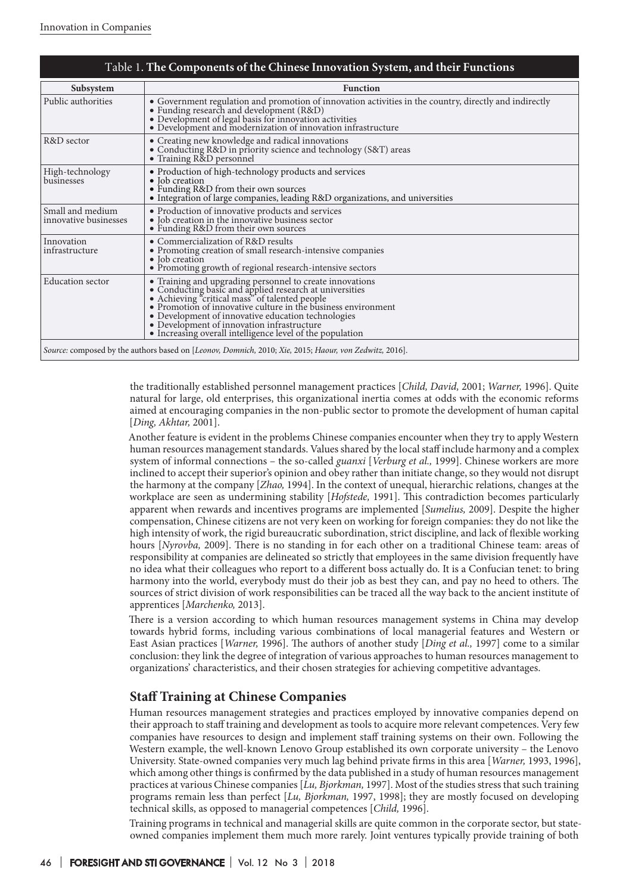Table 1. **The Components of the Chinese Innovation System, and their Functions**

| Subsystem | Function |
|---|---|
| Public authorities | • Government regulation and promotion of innovation activities in the country, directly and indirectly<br>• Funding research and development (R&D)<br>• Development of legal basis for innovation activities<br>• Development and modernization of innovation infrastructure |
| R&D sector | • Creating new knowledge and radical innovations<br>• Conducting R&D in priority science and technology (S&T) areas<br>• Training R&D personnel |
| High-technology businesses | • Production of high-technology products and services<br>• Job creation<br>• Funding R&D from their own sources<br>• Integration of large companies, leading R&D organizations, and universities |
| Small and medium innovative businesses | • Production of innovative products and services<br>• Job creation in the innovative business sector<br>• Funding R&D from their own sources |
| Innovation infrastructure | • Commercialization of R&D results<br>• Promoting creation of small research-intensive companies<br>• Job creation<br>• Promoting growth of regional research-intensive sectors |
| Education sector | • Training and upgrading personnel to create innovations<br>• Conducting basic and applied research at universities<br>• Achieving "critical mass" of talented people<br>• Promotion of innovative culture in the business environment<br>• Development of innovative education technologies<br>• Development of innovation infrastructure<br>• Increasing overall intelligence level of the population |

*Source:* composed by the authors based on [*Leonov, Domnich,* 2010; *Xie,* 2015; *Haour, von Zedwitz,* 2016].

the traditionally established personnel management practices [*Child, David,* 2001; *Warner,* 1996]. Quite natural for large, old enterprises, this organizational inertia comes at odds with the economic reforms aimed at encouraging companies in the non-public sector to promote the development of human capital [*Ding, Akhtar,* 2001].

Another feature is evident in the problems Chinese companies encounter when they try to apply Western human resources management standards. Values shared by the local staff include harmony and a complex system of informal connections – the so-called *guanxi* [*Verburg et al.,* 1999]. Chinese workers are more inclined to accept their superior's opinion and obey rather than initiate change, so they would not disrupt the harmony at the company [*Zhao,* 1994]. In the context of unequal, hierarchic relations, changes at the workplace are seen as undermining stability [*Hofstede,* 1991]. This contradiction becomes particularly apparent when rewards and incentives programs are implemented [*Sumelius,* 2009]. Despite the higher compensation, Chinese citizens are not very keen on working for foreign companies: they do not like the high intensity of work, the rigid bureaucratic subordination, strict discipline, and lack of flexible working hours [*Nyrovba,* 2009]. There is no standing in for each other on a traditional Chinese team: areas of responsibility at companies are delineated so strictly that employees in the same division frequently have no idea what their colleagues who report to a different boss actually do. It is a Confucian tenet: to bring harmony into the world, everybody must do their job as best they can, and pay no heed to others. The sources of strict division of work responsibilities can be traced all the way back to the ancient institute of apprentices [*Marchenko,* 2013].

There is a version according to which human resources management systems in China may develop towards hybrid forms, including various combinations of local managerial features and Western or East Asian practices [*Warner,* 1996]. The authors of another study [*Ding et al.,* 1997] come to a similar conclusion: they link the degree of integration of various approaches to human resources management to organizations' characteristics, and their chosen strategies for achieving competitive advantages.

## Staff Training at Chinese Companies

Human resources management strategies and practices employed by innovative companies depend on their approach to staff training and development as tools to acquire more relevant competences. Very few companies have resources to design and implement staff training systems on their own. Following the Western example, the well-known Lenovo Group established its own corporate university – the Lenovo University. State-owned companies very much lag behind private firms in this area [*Warner,* 1993, 1996], which among other things is confirmed by the data published in a study of human resources management practices at various Chinese companies [*Lu, Bjorkman,* 1997]. Most of the studies stress that such training programs remain less than perfect [*Lu, Bjorkman,* 1997, 1998]; they are mostly focused on developing technical skills, as opposed to managerial competences [*Child,* 1996].

Training programs in technical and managerial skills are quite common in the corporate sector, but state-owned companies implement them much more rarely. Joint ventures typically provide training of both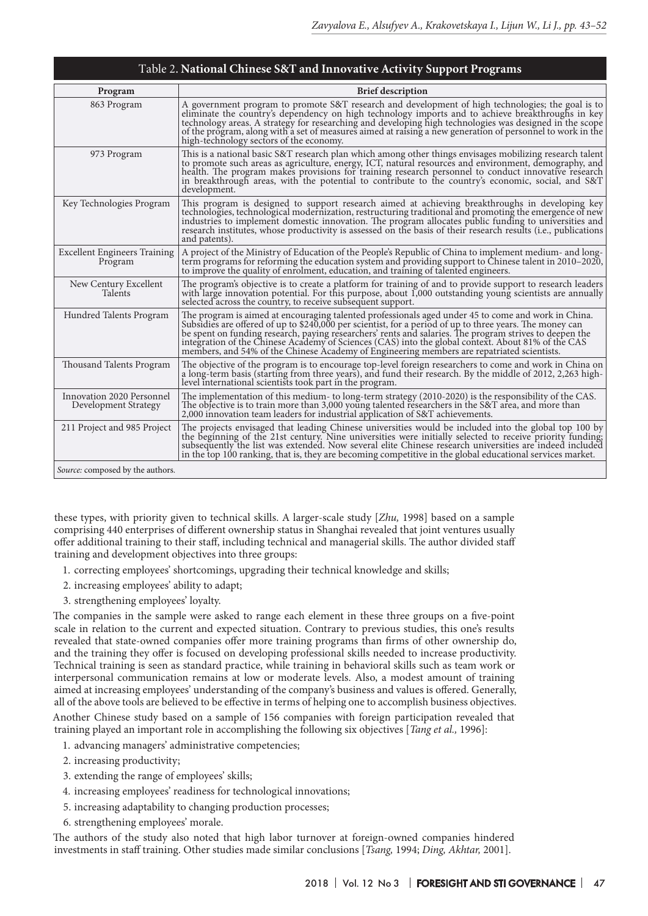Table 2. **National Chinese S&T and Innovative Activity Support Programs**

| Program | Brief description |
|---|---|
| 863 Program | A government program to promote S&T research and development of high technologies; the goal is to eliminate the country's dependency on high technology imports and to achieve breakthroughs in key technology areas. A strategy for researching and developing high technologies was designed in the scope of the program, along with a set of measures aimed at raising a new generation of personnel to work in the high-technology sectors of the economy. |
| 973 Program | This is a national basic S&T research plan which among other things envisages mobilizing research talent to promote such areas as agriculture, energy, ICT, natural resources and environment, demography, and health. The program makes provisions for training research personnel to conduct innovative research in breakthrough areas, with the potential to contribute to the country's economic, social, and S&T development. |
| Key Technologies Program | This program is designed to support research aimed at achieving breakthroughs in developing key technologies, technological modernization, restructuring traditional and promoting the emergence of new industries to implement domestic innovation. The program allocates public funding to universities and research institutes, whose productivity is assessed on the basis of their research results (i.e., publications and patents). |
| Excellent Engineers Training Program | A project of the Ministry of Education of the People's Republic of China to implement medium- and long-term programs for reforming the education system and providing support to Chinese talent in 2010–2020, to improve the quality of enrolment, education, and training of talented engineers. |
| New Century Excellent Talents | The program's objective is to create a platform for training of and to provide support to research leaders with large innovation potential. For this purpose, about 1,000 outstanding young scientists are annually selected across the country, to receive subsequent support. |
| Hundred Talents Program | The program is aimed at encouraging talented professionals aged under 45 to come and work in China. Subsidies are offered of up to $240,000 per scientist, for a period of up to three years. The money can be spent on funding research, paying researchers' rents and salaries. The program strives to deepen the integration of the Chinese Academy of Sciences (CAS) into the global context. About 81% of the CAS members, and 54% of the Chinese Academy of Engineering members are repatriated scientists. |
| Thousand Talents Program | The objective of the program is to encourage top-level foreign researchers to come and work in China on a long-term basis (starting from three years), and fund their research. By the middle of 2012, 2,263 high-level international scientists took part in the program. |
| Innovation 2020 Personnel Development Strategy | The implementation of this medium- to long-term strategy (2010-2020) is the responsibility of the CAS. The objective is to train more than 3,000 young talented researchers in the S&T area, and more than 2,000 innovation team leaders for industrial application of S&T achievements. |
| 211 Project and 985 Project | The projects envisaged that leading Chinese universities would be included into the global top 100 by the beginning of the 21st century. Nine universities were initially selected to receive priority funding; subsequently the list was extended. Now several elite Chinese research universities are indeed included in the top 100 ranking, that is, they are becoming competitive in the global educational services market. |

*Source:* composed by the authors.

these types, with priority given to technical skills. A larger-scale study [*Zhu,* 1998] based on a sample comprising 440 enterprises of different ownership status in Shanghai revealed that joint ventures usually offer additional training to their staff, including technical and managerial skills. The author divided staff training and development objectives into three groups:

1. correcting employees' shortcomings, upgrading their technical knowledge and skills;
2. increasing employees' ability to adapt;
3. strengthening employees' loyalty.

The companies in the sample were asked to range each element in these three groups on a five-point scale in relation to the current and expected situation. Contrary to previous studies, this one's results revealed that state-owned companies offer more training programs than firms of other ownership do, and the training they offer is focused on developing professional skills needed to increase productivity. Technical training is seen as standard practice, while training in behavioral skills such as team work or interpersonal communication remains at low or moderate levels. Also, a modest amount of training aimed at increasing employees' understanding of the company's business and values is offered. Generally, all of the above tools are believed to be effective in terms of helping one to accomplish business objectives.

Another Chinese study based on a sample of 156 companies with foreign participation revealed that training played an important role in accomplishing the following six objectives [*Tang et al.,* 1996]:

1. advancing managers' administrative competencies;
2. increasing productivity;
3. extending the range of employees' skills;
4. increasing employees' readiness for technological innovations;
5. increasing adaptability to changing production processes;
6. strengthening employees' morale.

The authors of the study also noted that high labor turnover at foreign-owned companies hindered investments in staff training. Other studies made similar conclusions [*Tsang,* 1994; *Ding, Akhtar,* 2001].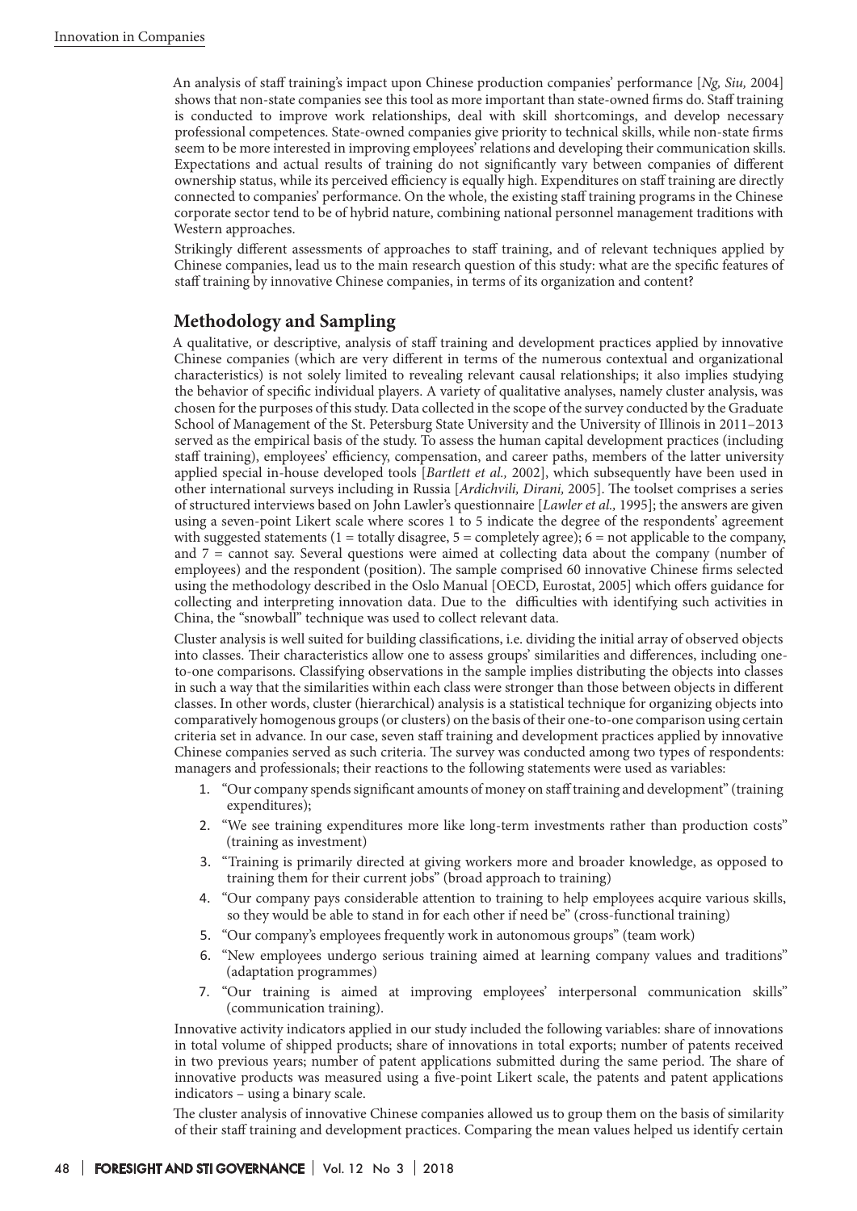An analysis of staff training's impact upon Chinese production companies' performance [*Ng, Siu,* 2004] shows that non-state companies see this tool as more important than state-owned firms do. Staff training is conducted to improve work relationships, deal with skill shortcomings, and develop necessary professional competences. State-owned companies give priority to technical skills, while non-state firms seem to be more interested in improving employees' relations and developing their communication skills. Expectations and actual results of training do not significantly vary between companies of different ownership status, while its perceived efficiency is equally high. Expenditures on staff training are directly connected to companies' performance. On the whole, the existing staff training programs in the Chinese corporate sector tend to be of hybrid nature, combining national personnel management traditions with Western approaches.

Strikingly different assessments of approaches to staff training, and of relevant techniques applied by Chinese companies, lead us to the main research question of this study: what are the specific features of staff training by innovative Chinese companies, in terms of its organization and content?

## Methodology and Sampling

A qualitative, or descriptive, analysis of staff training and development practices applied by innovative Chinese companies (which are very different in terms of the numerous contextual and organizational characteristics) is not solely limited to revealing relevant causal relationships; it also implies studying the behavior of specific individual players. A variety of qualitative analyses, namely cluster analysis, was chosen for the purposes of this study. Data collected in the scope of the survey conducted by the Graduate School of Management of the St. Petersburg State University and the University of Illinois in 2011–2013 served as the empirical basis of the study. To assess the human capital development practices (including staff training), employees' efficiency, compensation, and career paths, members of the latter university applied special in-house developed tools [*Bartlett et al.,* 2002], which subsequently have been used in other international surveys including in Russia [*Ardichvili, Dirani,* 2005]. The toolset comprises a series of structured interviews based on John Lawler's questionnaire [*Lawler et al.,* 1995]; the answers are given using a seven-point Likert scale where scores 1 to 5 indicate the degree of the respondents' agreement with suggested statements (1 = totally disagree, 5 = completely agree); 6 = not applicable to the company, and 7 = cannot say. Several questions were aimed at collecting data about the company (number of employees) and the respondent (position). The sample comprised 60 innovative Chinese firms selected using the methodology described in the Oslo Manual [OECD, Eurostat, 2005] which offers guidance for collecting and interpreting innovation data. Due to the difficulties with identifying such activities in China, the "snowball" technique was used to collect relevant data.

Cluster analysis is well suited for building classifications, i.e. dividing the initial array of observed objects into classes. Their characteristics allow one to assess groups' similarities and differences, including one-to-one comparisons. Classifying observations in the sample implies distributing the objects into classes in such a way that the similarities within each class were stronger than those between objects in different classes. In other words, cluster (hierarchical) analysis is a statistical technique for organizing objects into comparatively homogenous groups (or clusters) on the basis of their one-to-one comparison using certain criteria set in advance. In our case, seven staff training and development practices applied by innovative Chinese companies served as such criteria. The survey was conducted among two types of respondents: managers and professionals; their reactions to the following statements were used as variables:

1. "Our company spends significant amounts of money on staff training and development" (training expenditures);
2. "We see training expenditures more like long-term investments rather than production costs" (training as investment)
3. "Training is primarily directed at giving workers more and broader knowledge, as opposed to training them for their current jobs" (broad approach to training)
4. "Our company pays considerable attention to training to help employees acquire various skills, so they would be able to stand in for each other if need be" (cross-functional training)
5. "Our company's employees frequently work in autonomous groups" (team work)
6. "New employees undergo serious training aimed at learning company values and traditions" (adaptation programmes)
7. "Our training is aimed at improving employees' interpersonal communication skills" (communication training).

Innovative activity indicators applied in our study included the following variables: share of innovations in total volume of shipped products; share of innovations in total exports; number of patents received in two previous years; number of patent applications submitted during the same period. The share of innovative products was measured using a five-point Likert scale, the patents and patent applications indicators – using a binary scale.

The cluster analysis of innovative Chinese companies allowed us to group them on the basis of similarity of their staff training and development practices. Comparing the mean values helped us identify certain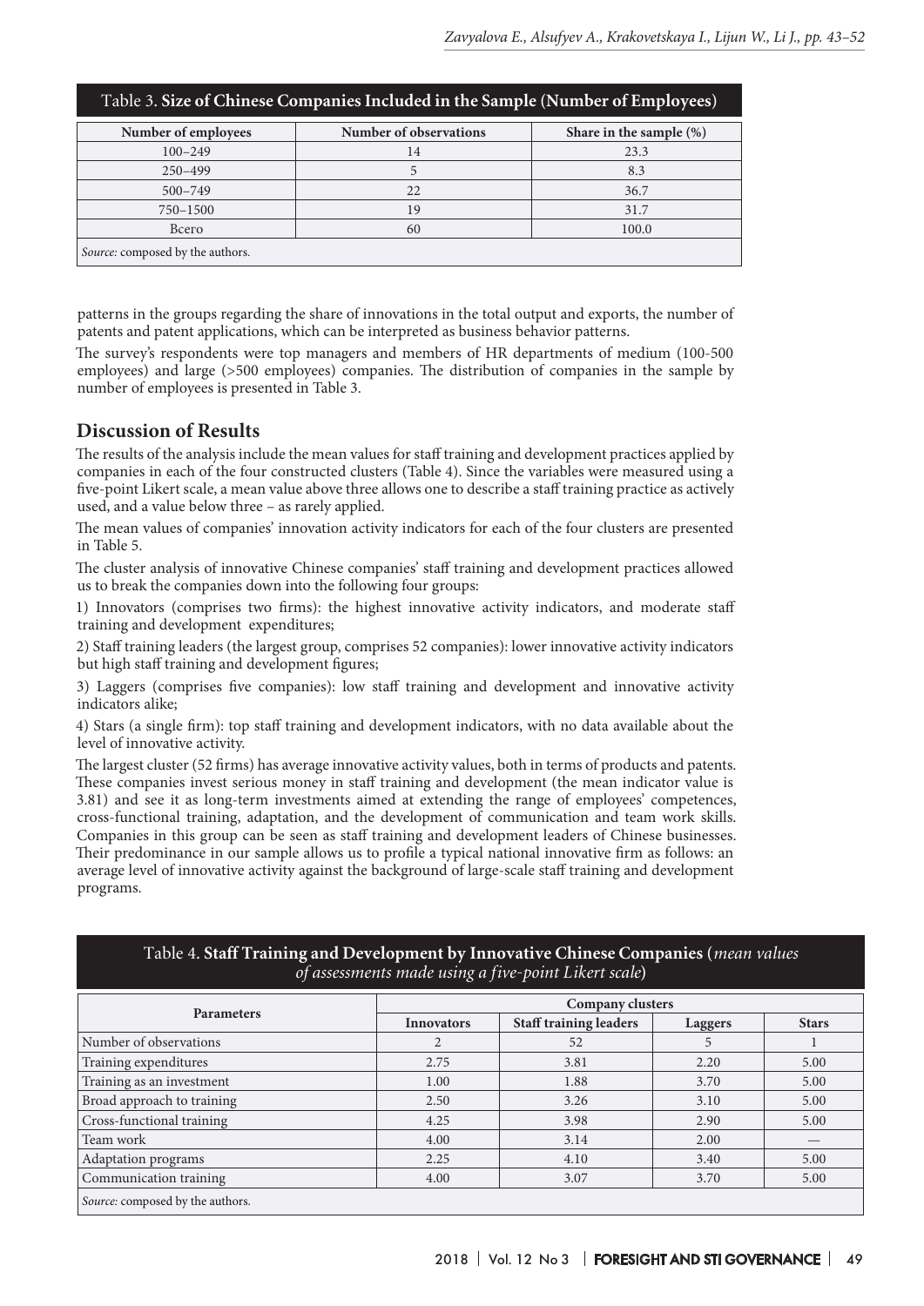Table 3. **Size of Chinese Companies Included in the Sample (Number of Employees)**

| Number of employees | Number of observations | Share in the sample (%) |
|---|---|---|
| 100–249 | 14 | 23.3 |
| 250–499 | 5 | 8.3 |
| 500–749 | 22 | 36.7 |
| 750–1500 | 19 | 31.7 |
| Всего | 60 | 100.0 |

*Source:* composed by the authors.

patterns in the groups regarding the share of innovations in the total output and exports, the number of patents and patent applications, which can be interpreted as business behavior patterns.

The survey's respondents were top managers and members of HR departments of medium (100-500 employees) and large (>500 employees) companies. The distribution of companies in the sample by number of employees is presented in Table 3.

## Discussion of Results

The results of the analysis include the mean values for staff training and development practices applied by companies in each of the four constructed clusters (Table 4). Since the variables were measured using a five-point Likert scale, a mean value above three allows one to describe a staff training practice as actively used, and a value below three – as rarely applied.

The mean values of companies' innovation activity indicators for each of the four clusters are presented in Table 5.

The cluster analysis of innovative Chinese companies' staff training and development practices allowed us to break the companies down into the following four groups:

1) Innovators (comprises two firms): the highest innovative activity indicators, and moderate staff training and development expenditures;

2) Staff training leaders (the largest group, comprises 52 companies): lower innovative activity indicators but high staff training and development figures;

3) Laggers (comprises five companies): low staff training and development and innovative activity indicators alike;

4) Stars (a single firm): top staff training and development indicators, with no data available about the level of innovative activity.

The largest cluster (52 firms) has average innovative activity values, both in terms of products and patents. These companies invest serious money in staff training and development (the mean indicator value is 3.81) and see it as long-term investments aimed at extending the range of employees' competences, cross-functional training, adaptation, and the development of communication and team work skills. Companies in this group can be seen as staff training and development leaders of Chinese businesses. Their predominance in our sample allows us to profile a typical national innovative firm as follows: an average level of innovative activity against the background of large-scale staff training and development programs.

Table 4. **Staff Training and Development by Innovative Chinese Companies** (*mean values of assessments made using a five-point Likert scale*)

| Parameters | Company clusters | | | |
|---|---|---|---|---|
| | **Innovators** | **Staff training leaders** | **Laggers** | **Stars** |
| Number of observations | 2 | 52 | 5 | 1 |
| Training expenditures | 2.75 | 3.81 | 2.20 | 5.00 |
| Training as an investment | 1.00 | 1.88 | 3.70 | 5.00 |
| Broad approach to training | 2.50 | 3.26 | 3.10 | 5.00 |
| Cross-functional training | 4.25 | 3.98 | 2.90 | 5.00 |
| Team work | 4.00 | 3.14 | 2.00 | — |
| Adaptation programs | 2.25 | 4.10 | 3.40 | 5.00 |
| Communication training | 4.00 | 3.07 | 3.70 | 5.00 |

*Source:* composed by the authors.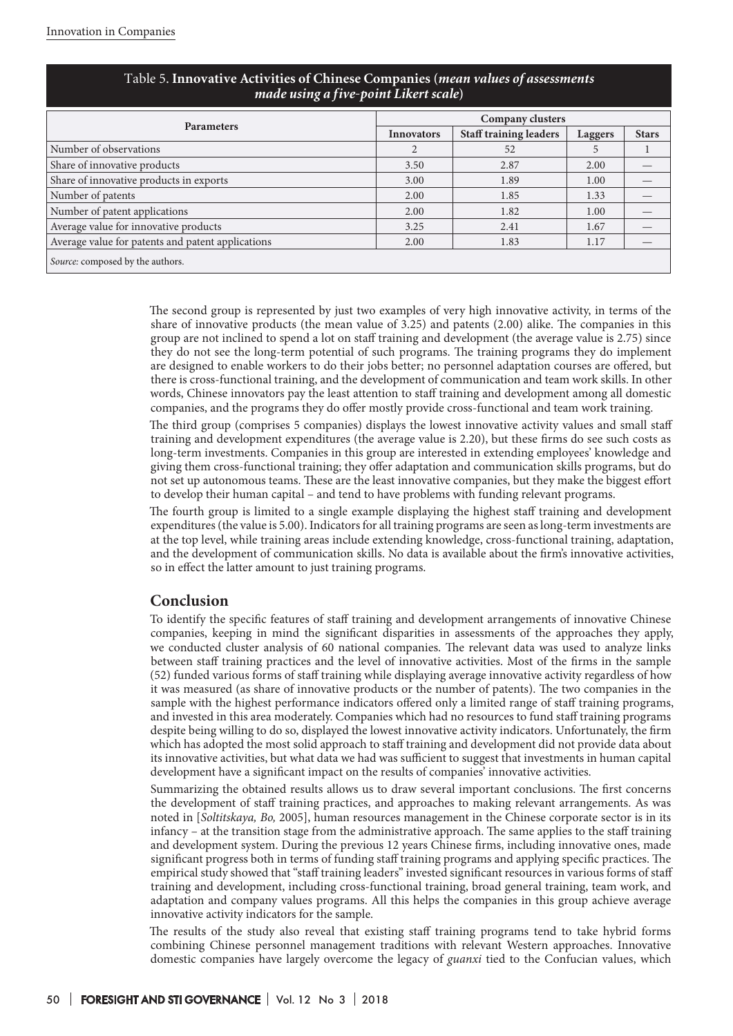Table 5. **Innovative Activities of Chinese Companies (*mean values of assessments made using a five-point Likert scale*)**

| Parameters | Company clusters | | | |
|---|---|---|---|---|
| | Innovators | Staff training leaders | Laggers | Stars |
| Number of observations | 2 | 52 | 5 | 1 |
| Share of innovative products | 3.50 | 2.87 | 2.00 | — |
| Share of innovative products in exports | 3.00 | 1.89 | 1.00 | — |
| Number of patents | 2.00 | 1.85 | 1.33 | — |
| Number of patent applications | 2.00 | 1.82 | 1.00 | — |
| Average value for innovative products | 3.25 | 2.41 | 1.67 | — |
| Average value for patents and patent applications | 2.00 | 1.83 | 1.17 | — |

*Source:* composed by the authors.

The second group is represented by just two examples of very high innovative activity, in terms of the share of innovative products (the mean value of 3.25) and patents (2.00) alike. The companies in this group are not inclined to spend a lot on staff training and development (the average value is 2.75) since they do not see the long-term potential of such programs. The training programs they do implement are designed to enable workers to do their jobs better; no personnel adaptation courses are offered, but there is cross-functional training, and the development of communication and team work skills. In other words, Chinese innovators pay the least attention to staff training and development among all domestic companies, and the programs they do offer mostly provide cross-functional and team work training.

The third group (comprises 5 companies) displays the lowest innovative activity values and small staff training and development expenditures (the average value is 2.20), but these firms do see such costs as long-term investments. Companies in this group are interested in extending employees' knowledge and giving them cross-functional training; they offer adaptation and communication skills programs, but do not set up autonomous teams. These are the least innovative companies, but they make the biggest effort to develop their human capital – and tend to have problems with funding relevant programs.

The fourth group is limited to a single example displaying the highest staff training and development expenditures (the value is 5.00). Indicators for all training programs are seen as long-term investments are at the top level, while training areas include extending knowledge, cross-functional training, adaptation, and the development of communication skills. No data is available about the firm's innovative activities, so in effect the latter amount to just training programs.

## Conclusion

To identify the specific features of staff training and development arrangements of innovative Chinese companies, keeping in mind the significant disparities in assessments of the approaches they apply, we conducted cluster analysis of 60 national companies. The relevant data was used to analyze links between staff training practices and the level of innovative activities. Most of the firms in the sample (52) funded various forms of staff training while displaying average innovative activity regardless of how it was measured (as share of innovative products or the number of patents). The two companies in the sample with the highest performance indicators offered only a limited range of staff training programs, and invested in this area moderately. Companies which had no resources to fund staff training programs despite being willing to do so, displayed the lowest innovative activity indicators. Unfortunately, the firm which has adopted the most solid approach to staff training and development did not provide data about its innovative activities, but what data we had was sufficient to suggest that investments in human capital development have a significant impact on the results of companies' innovative activities.

Summarizing the obtained results allows us to draw several important conclusions. The first concerns the development of staff training practices, and approaches to making relevant arrangements. As was noted in [*Soltitskaya, Bo,* 2005], human resources management in the Chinese corporate sector is in its infancy – at the transition stage from the administrative approach. The same applies to the staff training and development system. During the previous 12 years Chinese firms, including innovative ones, made significant progress both in terms of funding staff training programs and applying specific practices. The empirical study showed that "staff training leaders" invested significant resources in various forms of staff training and development, including cross-functional training, broad general training, team work, and adaptation and company values programs. All this helps the companies in this group achieve average innovative activity indicators for the sample.

The results of the study also reveal that existing staff training programs tend to take hybrid forms combining Chinese personnel management traditions with relevant Western approaches. Innovative domestic companies have largely overcome the legacy of *guanxi* tied to the Confucian values, which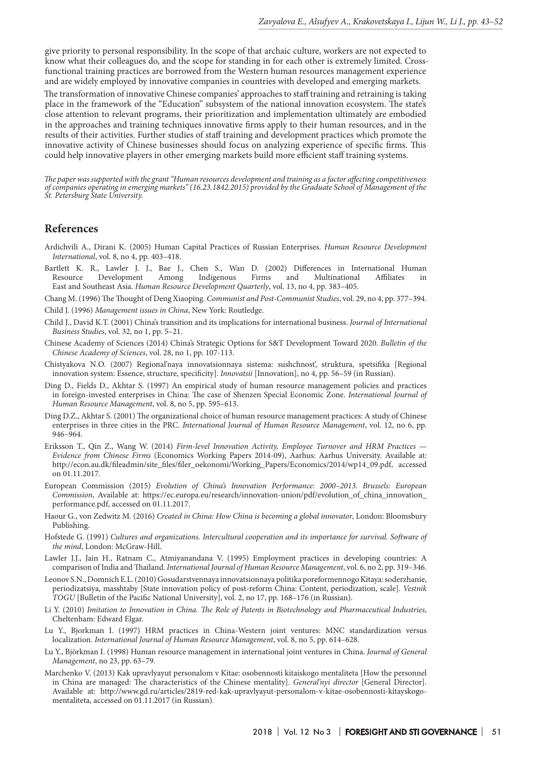give priority to personal responsibility. In the scope of that archaic culture, workers are not expected to know what their colleagues do, and the scope for standing in for each other is extremely limited. Cross-functional training practices are borrowed from the Western human resources management experience and are widely employed by innovative companies in countries with developed and emerging markets.

The transformation of innovative Chinese companies' approaches to staff training and retraining is taking place in the framework of the "Education" subsystem of the national innovation ecosystem. The state's close attention to relevant programs, their prioritization and implementation ultimately are embodied in the approaches and training techniques innovative firms apply to their human resources, and in the results of their activities. Further studies of staff training and development practices which promote the innovative activity of Chinese businesses should focus on analyzing experience of specific firms. This could help innovative players in other emerging markets build more efficient staff training systems.

*The paper was supported with the grant "Human resources development and training as a factor affecting competitiveness of companies operating in emerging markets" (16.23.1842.2015) provided by the Graduate School of Management of the St. Petersburg State University.*

## References

Ardichvili A., Dirani K. (2005) Human Capital Practices of Russian Enterprises. *Human Resource Development International*, vol. 8, no 4, pp. 403–418.

Bartlett K. R., Lawler J. J., Bae J., Chen S., Wan D. (2002) Differences in International Human Resource Development Among Indigenous Firms and Multinational Affiliates in East and Southeast Asia. *Human Resource Development Quarterly*, vol. 13, no 4, pp. 383–405.

Chang M. (1996) The Thought of Deng Xiaoping. *Communist and Post-Communist Studies*, vol. 29, no 4, pp. 377–394.

Child J. (1996) *Management issues in China*, New York: Routledge.

Child J., David K.T. (2001) China's transition and its implications for international business. *Journal of International Business Studies*, vol. 32, no 1, pp. 5–21.

Chinese Academy of Sciences (2014) China's Strategic Options for S&T Development Toward 2020. *Bulletin of the Chinese Academy of Sciences*, vol. 28, no 1, pp. 107-113.

Chistyakova N.O. (2007) Regional'naya innovatsionnaya sistema: sushchnost', struktura, spetsifika [Regional innovation system: Essence, structure, specificity]. *Innovatsii* [Innovation], no 4, pp. 56–59 (in Russian).

Ding D., Fields D., Akhtar S. (1997) An empirical study of human resource management policies and practices in foreign-invested enterprises in China: The case of Shenzen Special Economic Zone. *International Journal of Human Resource Management*, vol. 8, no 5, pp. 595–613.

Ding D.Z., Akhtar S. (2001) The organizational choice of human resource management practices: A study of Chinese enterprises in three cities in the PRC. *International Journal of Human Resource Management*, vol. 12, no 6, pp. 946–964.

Eriksson T., Qin Z., Wang W. (2014) *Firm-level Innovation Activity, Employee Turnover and HRM Practices — Evidence from Chinese Firms* (Economics Working Papers 2014-09), Aarhus: Aarhus University. Available at: http://econ.au.dk/fileadmin/site_files/filer_oekonomi/Working_Papers/Economics/2014/wp14_09.pdf, accessed on 01.11.2017.

European Commission (2015) *Evolution of China's Innovation Performance: 2000–2013. Brussels: European Commission*, Available at: https://ec.europa.eu/research/innovation-union/pdf/evolution_of_china_innovation_performance.pdf, accessed on 01.11.2017.

Haour G., von Zedwitz M. (2016) *Created in China: How China is becoming a global innovator*, London: Bloomsbury Publishing.

Hofstede G. (1991) *Cultures and organizations. Intercultural cooperation and its importance for survival. Software of the mind*, London: McGraw-Hill.

Lawler J.J., Jain H., Ratnam C., Atmiyanandana V. (1995) Employment practices in developing countries: A comparison of India and Thailand. *International Journal of Human Resource Management*, vol. 6, no 2, pp. 319–346.

Leonov S.N., Domnich E.L. (2010) Gosudarstvennaya innovatsionnaya politika poreformennogo Kitaya: soderzhanie, periodizatsiya, masshtaby [State innovation policy of post-reform China: Content, periodization, scale]. *Vestnik TOGU* [Bulletin of the Pacific National University], vol. 2, no 17, pp. 168–176 (in Russian).

Li Y. (2010) *Imitation to Innovation in China. The Role of Patents in Biotechnology and Pharmaceutical Industries*, Cheltenham: Edward Elgar.

Lu Y., Bjorkman I. (1997) HRM practices in China-Western joint ventures: MNC standardization versus localization. *International Journal of Human Resource Management*, vol. 8, no 5, pp. 614–628.

Lu Y., Björkman I. (1998) Human resource management in international joint ventures in China. *Journal of General Management*, no 23, pp. 63–79.

Marchenko V. (2013) Kak upravlyayut personalom v Kitae: osobennosti kitaiskogo mentaliteta [How the personnel in China are managed: The characteristics of the Chinese mentality]. *General'nyi director* [General Director]. Available at: http://www.gd.ru/articles/2819-red-kak-upravlyayut-personalom-v-kitae-osobennosti-kitayskogo-mentaliteta, accessed on 01.11.2017 (in Russian).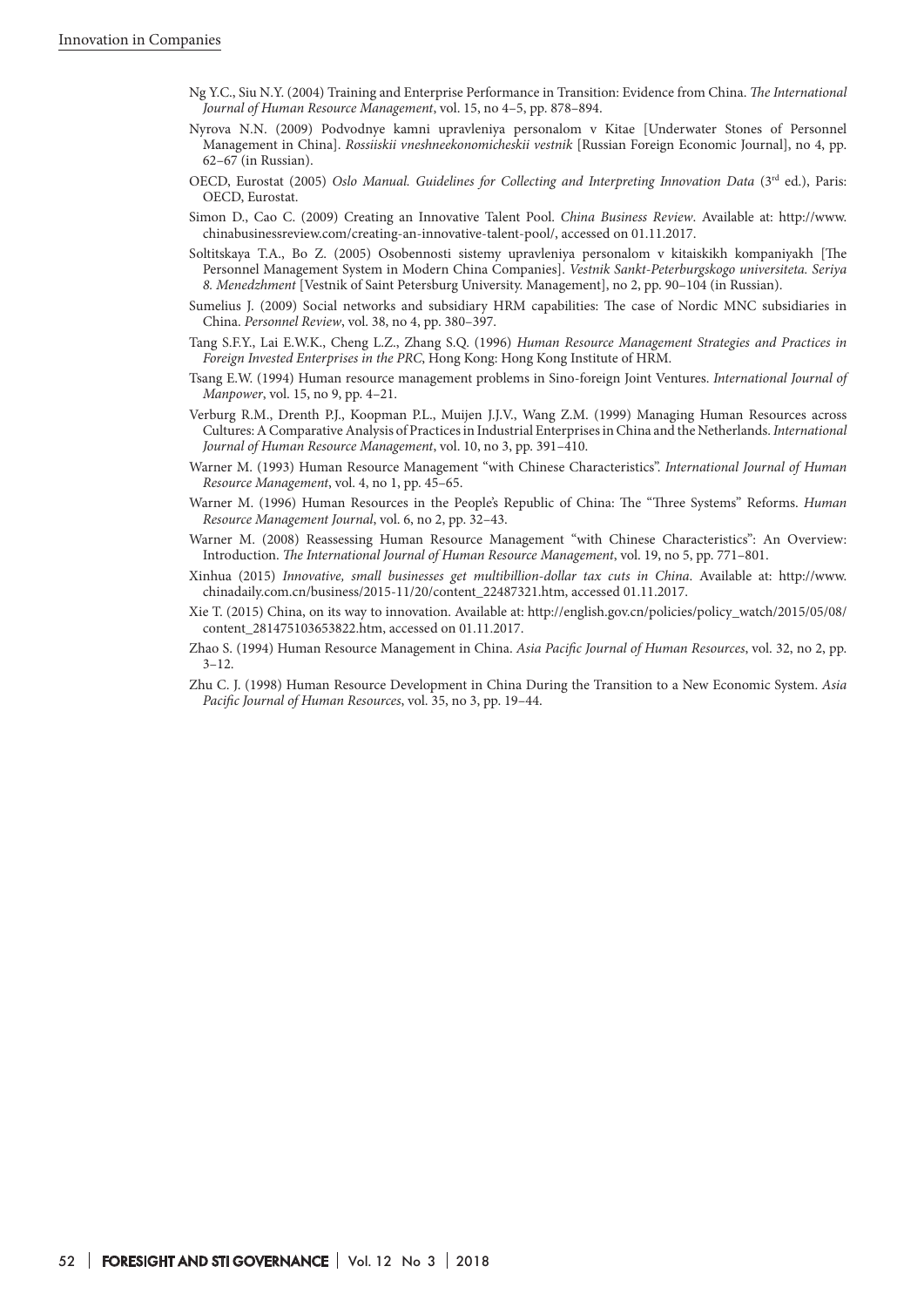Ng Y.C., Siu N.Y. (2004) Training and Enterprise Performance in Transition: Evidence from China. *The International Journal of Human Resource Management*, vol. 15, no 4–5, pp. 878–894.

Nyrova N.N. (2009) Podvodnye kamni upravleniya personalom v Kitae [Underwater Stones of Personnel Management in China]. *Rossiiskii vneshneekonomicheskii vestnik* [Russian Foreign Economic Journal], no 4, pp. 62–67 (in Russian).

OECD, Eurostat (2005) *Oslo Manual. Guidelines for Collecting and Interpreting Innovation Data* (3rd ed.), Paris: OECD, Eurostat.

Simon D., Cao C. (2009) Creating an Innovative Talent Pool. *China Business Review*. Available at: http://www.chinabusinessreview.com/creating-an-innovative-talent-pool/, accessed on 01.11.2017.

Soltitskaya T.A., Bo Z. (2005) Osobennosti sistemy upravleniya personalom v kitaiskikh kompaniyakh [The Personnel Management System in Modern China Companies]. *Vestnik Sankt-Peterburgskogo universiteta. Seriya 8. Menedzhment* [Vestnik of Saint Petersburg University. Management], no 2, pp. 90–104 (in Russian).

Sumelius J. (2009) Social networks and subsidiary HRM capabilities: The case of Nordic MNC subsidiaries in China. *Personnel Review*, vol. 38, no 4, pp. 380–397.

Tang S.F.Y., Lai E.W.K., Cheng L.Z., Zhang S.Q. (1996) *Human Resource Management Strategies and Practices in Foreign Invested Enterprises in the PRC*, Hong Kong: Hong Kong Institute of HRM.

Tsang E.W. (1994) Human resource management problems in Sino-foreign Joint Ventures. *International Journal of Manpower*, vol. 15, no 9, pp. 4–21.

Verburg R.M., Drenth P.J., Koopman P.L., Muijen J.J.V., Wang Z.M. (1999) Managing Human Resources across Cultures: A Comparative Analysis of Practices in Industrial Enterprises in China and the Netherlands. *International Journal of Human Resource Management*, vol. 10, no 3, pp. 391–410.

Warner M. (1993) Human Resource Management "with Chinese Characteristics". *International Journal of Human Resource Management*, vol. 4, no 1, pp. 45–65.

Warner M. (1996) Human Resources in the People's Republic of China: The "Three Systems" Reforms. *Human Resource Management Journal*, vol. 6, no 2, pp. 32–43.

Warner M. (2008) Reassessing Human Resource Management "with Chinese Characteristics": An Overview: Introduction. *The International Journal of Human Resource Management*, vol. 19, no 5, pp. 771–801.

Xinhua (2015) *Innovative, small businesses get multibillion-dollar tax cuts in China*. Available at: http://www.chinadaily.com.cn/business/2015-11/20/content_22487321.htm, accessed 01.11.2017.

Xie T. (2015) China, on its way to innovation. Available at: http://english.gov.cn/policies/policy_watch/2015/05/08/content_281475103653822.htm, accessed on 01.11.2017.

Zhao S. (1994) Human Resource Management in China. *Asia Pacific Journal of Human Resources*, vol. 32, no 2, pp. 3–12.

Zhu C. J. (1998) Human Resource Development in China During the Transition to a New Economic System. *Asia Pacific Journal of Human Resources*, vol. 35, no 3, pp. 19–44.